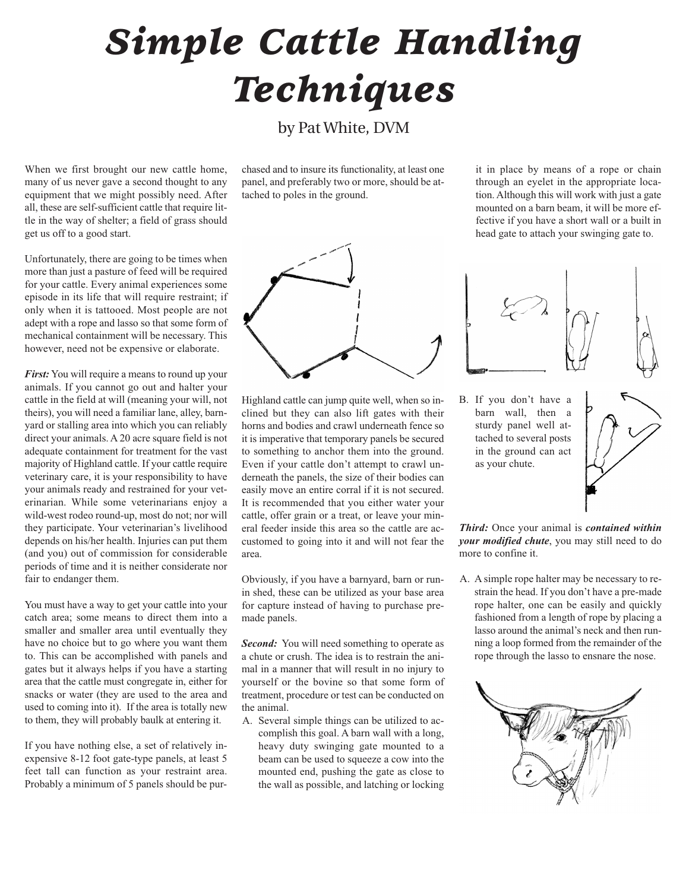# *Simple Cattle Handling Techniques*

by Pat White, DVM

When we first brought our new cattle home, many of us never gave a second thought to any equipment that we might possibly need. After all, these are self-sufficient cattle that require little in the way of shelter; a field of grass should get us off to a good start.

Unfortunately, there are going to be times when more than just a pasture of feed will be required for your cattle. Every animal experiences some episode in its life that will require restraint; if only when it is tattooed. Most people are not adept with a rope and lasso so that some form of mechanical containment will be necessary. This however, need not be expensive or elaborate.

***First:*** You will require a means to round up your animals. If you cannot go out and halter your cattle in the field at will (meaning your will, not theirs), you will need a familiar lane, alley, barnyard or stalling area into which you can reliably direct your animals. A 20 acre square field is not adequate containment for treatment for the vast majority of Highland cattle. If your cattle require veterinary care, it is your responsibility to have your animals ready and restrained for your veterinarian. While some veterinarians enjoy a wild-west rodeo round-up, most do not; nor will they participate. Your veterinarian's livelihood depends on his/her health. Injuries can put them (and you) out of commission for considerable periods of time and it is neither considerate nor fair to endanger them.

You must have a way to get your cattle into your catch area; some means to direct them into a smaller and smaller area until eventually they have no choice but to go where you want them to. This can be accomplished with panels and gates but it always helps if you have a starting area that the cattle must congregate in, either for snacks or water (they are used to the area and used to coming into it). If the area is totally new to them, they will probably baulk at entering it.

If you have nothing else, a set of relatively inexpensive 8-12 foot gate-type panels, at least 5 feet tall can function as your restraint area. Probably a minimum of 5 panels should be purchased and to insure its functionality, at least one panel, and preferably two or more, should be attached to poles in the ground.

Highland cattle can jump quite well, when so inclined but they can also lift gates with their horns and bodies and crawl underneath fence so it is imperative that temporary panels be secured to something to anchor them into the ground. Even if your cattle don't attempt to crawl underneath the panels, the size of their bodies can easily move an entire corral if it is not secured. It is recommended that you either water your cattle, offer grain or a treat, or leave your mineral feeder inside this area so the cattle are accustomed to going into it and will not fear the area.

Obviously, if you have a barnyard, barn or run-in shed, these can be utilized as your base area for capture instead of having to purchase premade panels.

***Second:*** You will need something to operate as a chute or crush. The idea is to restrain the animal in a manner that will result in no injury to yourself or the bovine so that some form of treatment, procedure or test can be conducted on the animal.

A. Several simple things can be utilized to accomplish this goal. A barn wall with a long, heavy duty swinging gate mounted to a beam can be used to squeeze a cow into the mounted end, pushing the gate as close to the wall as possible, and latching or locking it in place by means of a rope or chain through an eyelet in the appropriate location. Although this will work with just a gate mounted on a barn beam, it will be more effective if you have a short wall or a built in head gate to attach your swinging gate to.

B. If you don't have a barn wall, then a sturdy panel well attached to several posts in the ground can act as your chute.

***Third:*** Once your animal is ***contained within your modified chute***, you may still need to do more to confine it.

A. A simple rope halter may be necessary to restrain the head. If you don't have a pre-made rope halter, one can be easily and quickly fashioned from a length of rope by placing a lasso around the animal's neck and then running a loop formed from the remainder of the rope through the lasso to ensnare the nose.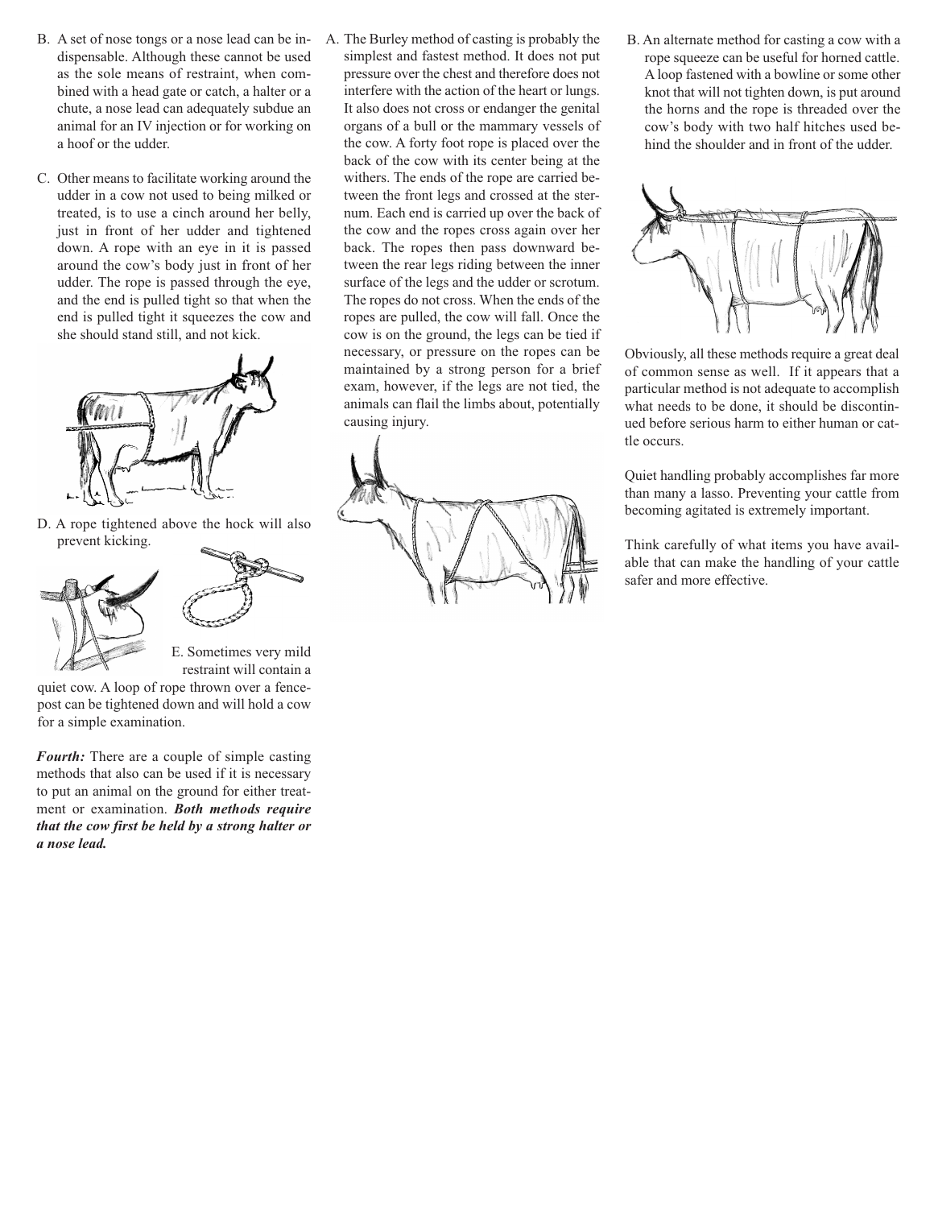B. A set of nose tongs or a nose lead can be indispensable. Although these cannot be used as the sole means of restraint, when combined with a head gate or catch, a halter or a chute, a nose lead can adequately subdue an animal for an IV injection or for working on a hoof or the udder.

C. Other means to facilitate working around the udder in a cow not used to being milked or treated, is to use a cinch around her belly, just in front of her udder and tightened down. A rope with an eye in it is passed around the cow's body just in front of her udder. The rope is passed through the eye, and the end is pulled tight so that when the end is pulled tight it squeezes the cow and she should stand still, and not kick.

D. A rope tightened above the hock will also prevent kicking.

E. Sometimes very mild restraint will contain a quiet cow. A loop of rope thrown over a fencepost can be tightened down and will hold a cow for a simple examination.

***Fourth:*** There are a couple of simple casting methods that also can be used if it is necessary to put an animal on the ground for either treatment or examination. ***Both methods require that the cow first be held by a strong halter or a nose lead.***

A. The Burley method of casting is probably the simplest and fastest method. It does not put pressure over the chest and therefore does not interfere with the action of the heart or lungs. It also does not cross or endanger the genital organs of a bull or the mammary vessels of the cow. A forty foot rope is placed over the back of the cow with its center being at the withers. The ends of the rope are carried between the front legs and crossed at the sternum. Each end is carried up over the back of the cow and the ropes cross again over her back. The ropes then pass downward between the rear legs riding between the inner surface of the legs and the udder or scrotum. The ropes do not cross. When the ends of the ropes are pulled, the cow will fall. Once the cow is on the ground, the legs can be tied if necessary, or pressure on the ropes can be maintained by a strong person for a brief exam, however, if the legs are not tied, the animals can flail the limbs about, potentially causing injury.

B. An alternate method for casting a cow with a rope squeeze can be useful for horned cattle. A loop fastened with a bowline or some other knot that will not tighten down, is put around the horns and the rope is threaded over the cow's body with two half hitches used behind the shoulder and in front of the udder.

Obviously, all these methods require a great deal of common sense as well. If it appears that a particular method is not adequate to accomplish what needs to be done, it should be discontinued before serious harm to either human or cattle occurs.

Quiet handling probably accomplishes far more than many a lasso. Preventing your cattle from becoming agitated is extremely important.

Think carefully of what items you have available that can make the handling of your cattle safer and more effective.